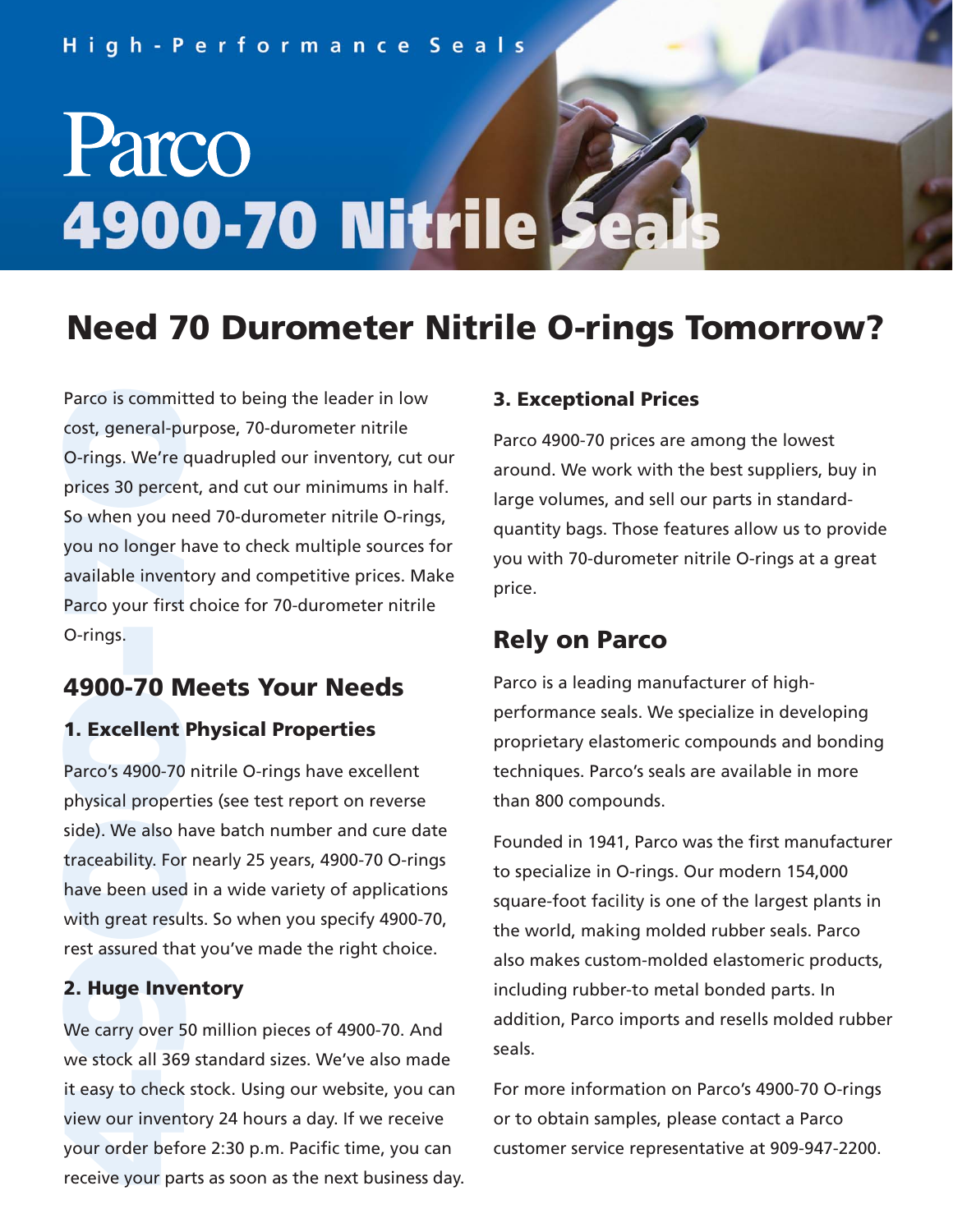High-Performance Seals

# Parco 4900-70 Nitrile Seals

## Need 70 Durometer Nitrile O-rings Tomorrow?

Parco is committed to being the leader in low cost, general-purpose, 70-durometer nitrile O-rings. We're quadrupled our inventory, cut our prices 30 percent, and cut our minimums in half. So when you need 70-durometer nitrile O-rings, you no longer have to check multiple sources for available inventory and competitive prices. Make Parco your first choice for 70-durometer nitrile O-rings.

## 4900-70 Meets Your Needs

### 1. Excellent Physical Properties

Parco's 4900-70 nitrile O-rings have excellent physical properties (see test report on reverse side). We also have batch number and cure date traceability. For nearly 25 years, 4900-70 O-rings have been used in a wide variety of applications with great results. So when you specify 4900-70, rest assured that you've made the right choice.

### 2. Huge Inventory

We carry over 50 million pieces of 4900-70. And we stock all 369 standard sizes. We've also made it easy to check stock. Using our website, you can view our inventory 24 hours a day. If we receive your order before 2:30 p.m. Pacific time, you can receive your parts as soon as the next business day.

### 3. Exceptional Prices

Parco 4900-70 prices are among the lowest around. We work with the best suppliers, buy in large volumes, and sell our parts in standard-quantity bags. Those features allow us to provide you with 70-durometer nitrile O-rings at a great price.

## Rely on Parco

Parco is a leading manufacturer of high-performance seals. We specialize in developing proprietary elastomeric compounds and bonding techniques. Parco's seals are available in more than 800 compounds.

Founded in 1941, Parco was the first manufacturer to specialize in O-rings. Our modern 154,000 square-foot facility is one of the largest plants in the world, making molded rubber seals. Parco also makes custom-molded elastomeric products, including rubber-to metal bonded parts. In addition, Parco imports and resells molded rubber seals.

For more information on Parco's 4900-70 O-rings or to obtain samples, please contact a Parco customer service representative at 909-947-2200.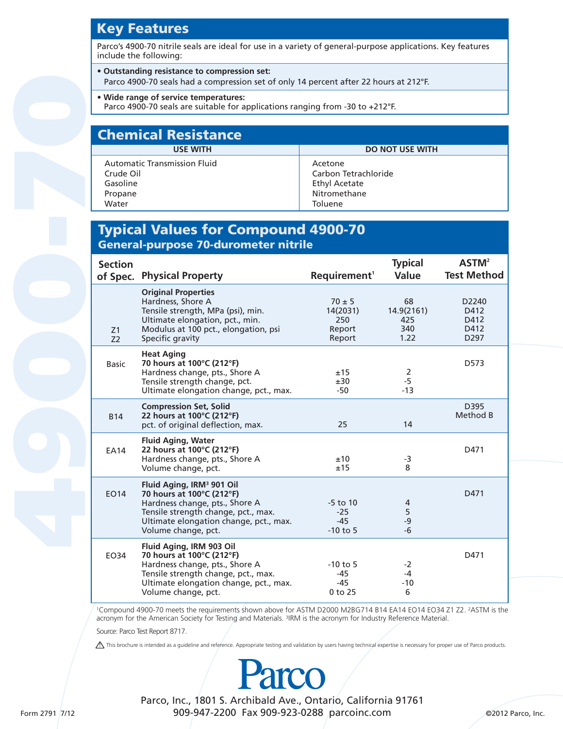## Key Features

Parco's 4900-70 nitrile seals are ideal for use in a variety of general-purpose applications. Key features include the following:

- **Outstanding resistance to compression set:**
  Parco 4900-70 seals had a compression set of only 14 percent after 22 hours at 212°F.
- **Wide range of service temperatures:**
  Parco 4900-70 seals are suitable for applications ranging from -30 to +212°F.

## Chemical Resistance

| USE WITH | DO NOT USE WITH |
|---|---|
| Automatic Transmission Fluid | Acetone |
| Crude Oil | Carbon Tetrachloride |
| Gasoline | Ethyl Acetate |
| Propane | Nitromethane |
| Water | Toluene |

## Typical Values for Compound 4900-70

### General-purpose 70-durometer nitrile

| Section of Spec. | Physical Property | Requirement[1] | Typical Value | ASTM[2] Test Method |
|---|---|---|---|---|
| | **Original Properties** | | | |
| | Hardness, Shore A | 70 ± 5 | 68 | D2240 |
| | Tensile strength, MPa (psi), min. | 14(2031) | 14.9(2161) | D412 |
| | Ultimate elongation, pct., min. | 250 | 425 | D412 |
| Z1 | Modulus at 100 pct., elongation, psi | Report | 340 | D412 |
| Z2 | Specific gravity | Report | 1.22 | D297 |
| | **Heat Aging** | | | |
| Basic | **70 hours at 100°C (212°F)** | | | D573 |
| | Hardness change, pts., Shore A | ±15 | 2 | |
| | Tensile strength change, pct. | ±30 | -5 | |
| | Ultimate elongation change, pct., max. | -50 | -13 | |
| | **Compression Set, Solid** | | | D395 |
| B14 | **22 hours at 100°C (212°F)** | | | Method B |
| | pct. of original deflection, max. | 25 | 14 | |
| | **Fluid Aging, Water** | | | |
| EA14 | **22 hours at 100°C (212°F)** | | | D471 |
| | Hardness change, pts., Shore A | ±10 | -3 | |
| | Volume change, pct. | ±15 | 8 | |
| | **Fluid Aging, IRM[3] 901 Oil** | | | |
| EO14 | **70 hours at 100°C (212°F)** | | | D471 |
| | Hardness change, pts., Shore A | -5 to 10 | 4 | |
| | Tensile strength change, pct., max. | -25 | 5 | |
| | Ultimate elongation change, pct., max. | -45 | -9 | |
| | Volume change, pct. | -10 to 5 | -6 | |
| | **Fluid Aging, IRM 903 Oil** | | | |
| EO34 | **70 hours at 100°C (212°F)** | | | D471 |
| | Hardness change, pts., Shore A | -10 to 5 | -2 | |
| | Tensile strength change, pct., max. | -45 | -4 | |
| | Ultimate elongation change, pct., max. | -45 | -10 | |
| | Volume change, pct. | 0 to 25 | 6 | |

[1]Compound 4900-70 meets the requirements shown above for ASTM D2000 M2BG714 B14 EA14 EO14 EO34 Z1 Z2. [2]ASTM is the acronym for the American Society for Testing and Materials. [3]IRM is the acronym for Industry Reference Material.

Source: Parco Test Report 8717.

⚠ This brochure is intended as a guideline and reference. Appropriate testing and validation by users having technical expertise is necessary for proper use of Parco products.

Parco

Parco, Inc., 1801 S. Archibald Ave., Ontario, California 91761
909-947-2200 Fax 909-923-0288 parcoinc.com

Form 2791 7/12

©2012 Parco, Inc.